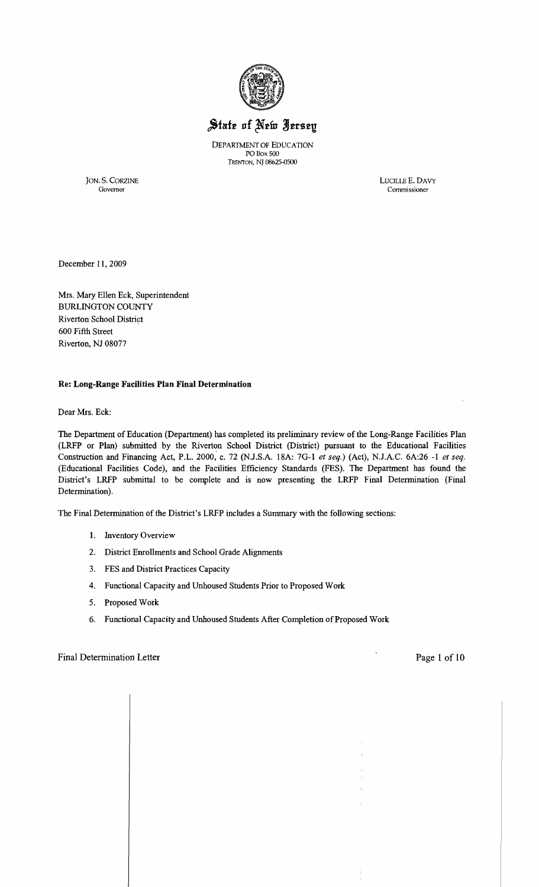# State of New Jersey

DEPARTMENT OF EDUCATION
PO Box 500
TRENTON, NJ 08625-0500

JON. S. CORZINE
Governor

LUCILLE E. DAVY
Commissioner

December 11, 2009

Mrs. Mary Ellen Eck, Superintendent
BURLINGTON COUNTY
Riverton School District
600 Fifth Street
Riverton, NJ 08077

**Re: Long-Range Facilities Plan Final Determination**

Dear Mrs. Eck:

The Department of Education (Department) has completed its preliminary review of the Long-Range Facilities Plan (LRFP or Plan) submitted by the Riverton School District (District) pursuant to the Educational Facilities Construction and Financing Act, P.L. 2000, c. 72 (N.J.S.A. 18A: 7G-1 *et seq.*) (Act), N.J.A.C. 6A:26 -1 *et seq.* (Educational Facilities Code), and the Facilities Efficiency Standards (FES). The Department has found the District's LRFP submittal to be complete and is now presenting the LRFP Final Determination (Final Determination).

The Final Determination of the District's LRFP includes a Summary with the following sections:

1. Inventory Overview
2. District Enrollments and School Grade Alignments
3. FES and District Practices Capacity
4. Functional Capacity and Unhoused Students Prior to Proposed Work
5. Proposed Work
6. Functional Capacity and Unhoused Students After Completion of Proposed Work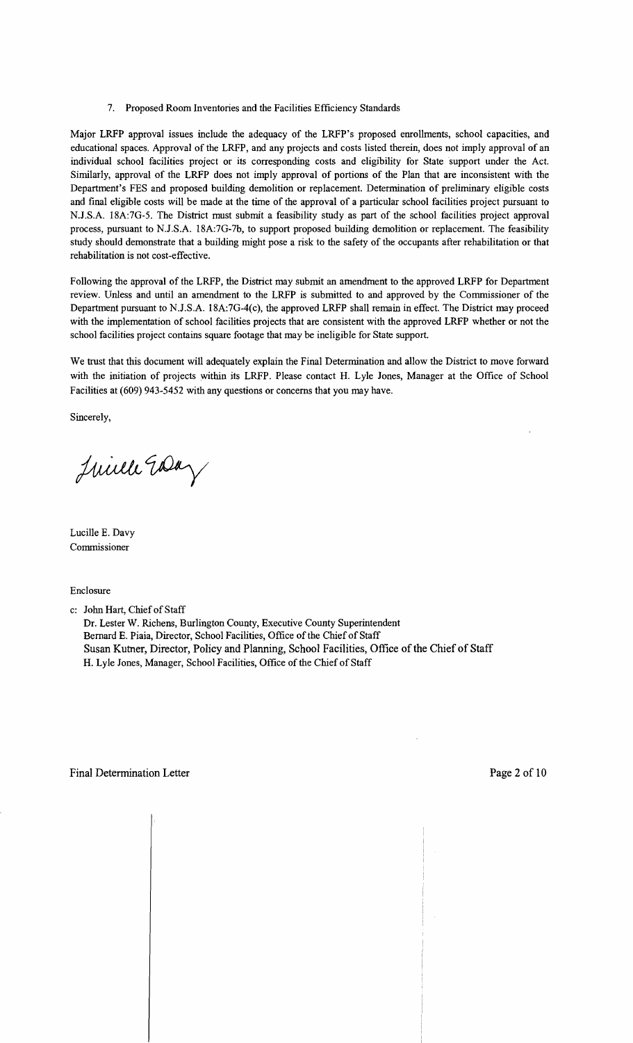7. Proposed Room Inventories and the Facilities Efficiency Standards

Major LRFP approval issues include the adequacy of the LRFP's proposed enrollments, school capacities, and educational spaces. Approval of the LRFP, and any projects and costs listed therein, does not imply approval of an individual school facilities project or its corresponding costs and eligibility for State support under the Act. Similarly, approval of the LRFP does not imply approval of portions of the Plan that are inconsistent with the Department's FES and proposed building demolition or replacement. Determination of preliminary eligible costs and final eligible costs will be made at the time of the approval of a particular school facilities project pursuant to N.J.S.A. 18A:7G-5. The District must submit a feasibility study as part of the school facilities project approval process, pursuant to N.J.S.A. 18A:7G-7b, to support proposed building demolition or replacement. The feasibility study should demonstrate that a building might pose a risk to the safety of the occupants after rehabilitation or that rehabilitation is not cost-effective.

Following the approval of the LRFP, the District may submit an amendment to the approved LRFP for Department review. Unless and until an amendment to the LRFP is submitted to and approved by the Commissioner of the Department pursuant to N.J.S.A. 18A:7G-4(c), the approved LRFP shall remain in effect. The District may proceed with the implementation of school facilities projects that are consistent with the approved LRFP whether or not the school facilities project contains square footage that may be ineligible for State support.

We trust that this document will adequately explain the Final Determination and allow the District to move forward with the initiation of projects within its LRFP. Please contact H. Lyle Jones, Manager at the Office of School Facilities at (609) 943-5452 with any questions or concerns that you may have.

Sincerely,

Lucille E. Davy
Commissioner

Enclosure

c: John Hart, Chief of Staff
Dr. Lester W. Richens, Burlington County, Executive County Superintendent
Bernard E. Piaia, Director, School Facilities, Office of the Chief of Staff
Susan Kutner, Director, Policy and Planning, School Facilities, Office of the Chief of Staff
H. Lyle Jones, Manager, School Facilities, Office of the Chief of Staff

Final Determination Letter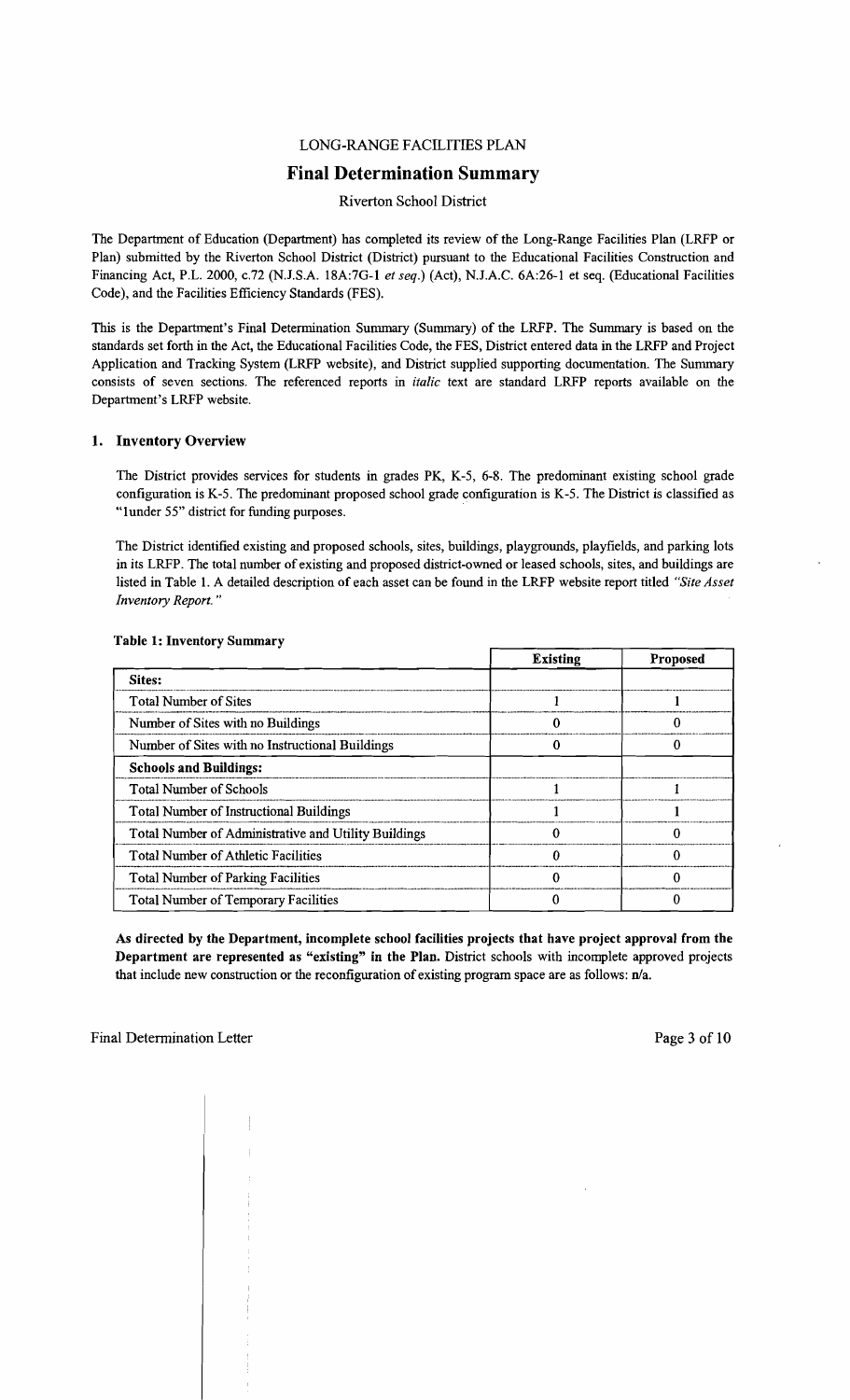LONG-RANGE FACILITIES PLAN

# Final Determination Summary

Riverton School District

The Department of Education (Department) has completed its review of the Long-Range Facilities Plan (LRFP or Plan) submitted by the Riverton School District (District) pursuant to the Educational Facilities Construction and Financing Act, P.L. 2000, c.72 (N.J.S.A. 18A:7G-1 *et seq.*) (Act), N.J.A.C. 6A:26-1 et seq. (Educational Facilities Code), and the Facilities Efficiency Standards (FES).

This is the Department's Final Determination Summary (Summary) of the LRFP. The Summary is based on the standards set forth in the Act, the Educational Facilities Code, the FES, District entered data in the LRFP and Project Application and Tracking System (LRFP website), and District supplied supporting documentation. The Summary consists of seven sections. The referenced reports in *italic* text are standard LRFP reports available on the Department's LRFP website.

## 1. Inventory Overview

The District provides services for students in grades PK, K-5, 6-8. The predominant existing school grade configuration is K-5. The predominant proposed school grade configuration is K-5. The District is classified as "1under 55" district for funding purposes.

The District identified existing and proposed schools, sites, buildings, playgrounds, playfields, and parking lots in its LRFP. The total number of existing and proposed district-owned or leased schools, sites, and buildings are listed in Table 1. A detailed description of each asset can be found in the LRFP website report titled *"Site Asset Inventory Report."*

**Table 1: Inventory Summary**

| | Existing | Proposed |
|---|---|---|
| **Sites:** | | |
| Total Number of Sites | 1 | 1 |
| Number of Sites with no Buildings | 0 | 0 |
| Number of Sites with no Instructional Buildings | 0 | 0 |
| **Schools and Buildings:** | | |
| Total Number of Schools | 1 | 1 |
| Total Number of Instructional Buildings | 1 | 1 |
| Total Number of Administrative and Utility Buildings | 0 | 0 |
| Total Number of Athletic Facilities | 0 | 0 |
| Total Number of Parking Facilities | 0 | 0 |
| Total Number of Temporary Facilities | 0 | 0 |

**As directed by the Department, incomplete school facilities projects that have project approval from the Department are represented as "existing" in the Plan.** District schools with incomplete approved projects that include new construction or the reconfiguration of existing program space are as follows: **n/a.**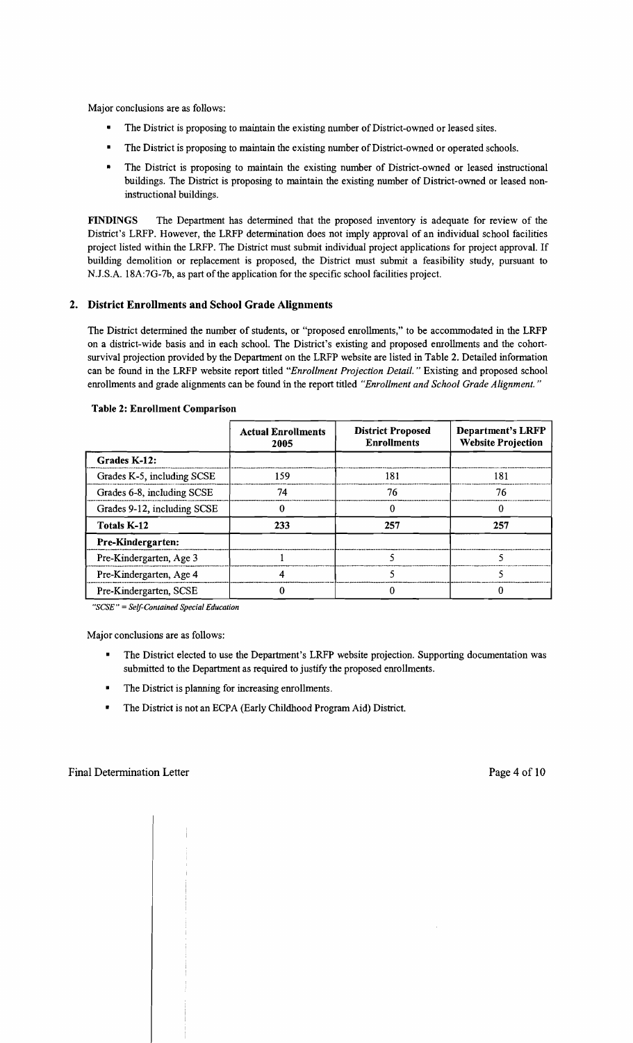Major conclusions are as follows:

- The District is proposing to maintain the existing number of District-owned or leased sites.
- The District is proposing to maintain the existing number of District-owned or operated schools.
- The District is proposing to maintain the existing number of District-owned or leased instructional buildings. The District is proposing to maintain the existing number of District-owned or leased non-instructional buildings.

**FINDINGS** The Department has determined that the proposed inventory is adequate for review of the District's LRFP. However, the LRFP determination does not imply approval of an individual school facilities project listed within the LRFP. The District must submit individual project applications for project approval. If building demolition or replacement is proposed, the District must submit a feasibility study, pursuant to N.J.S.A. 18A:7G-7b, as part of the application for the specific school facilities project.

## 2. District Enrollments and School Grade Alignments

The District determined the number of students, or "proposed enrollments," to be accommodated in the LRFP on a district-wide basis and in each school. The District's existing and proposed enrollments and the cohort-survival projection provided by the Department on the LRFP website are listed in Table 2. Detailed information can be found in the LRFP website report titled *"Enrollment Projection Detail."* Existing and proposed school enrollments and grade alignments can be found in the report titled *"Enrollment and School Grade Alignment."*

**Table 2: Enrollment Comparison**

| | Actual Enrollments 2005 | District Proposed Enrollments | Department's LRFP Website Projection |
|---|---|---|---|
| **Grades K-12:** | | | |
| Grades K-5, including SCSE | 159 | 181 | 181 |
| Grades 6-8, including SCSE | 74 | 76 | 76 |
| Grades 9-12, including SCSE | 0 | 0 | 0 |
| **Totals K-12** | **233** | **257** | **257** |
| **Pre-Kindergarten:** | | | |
| Pre-Kindergarten, Age 3 | 1 | 5 | 5 |
| Pre-Kindergarten, Age 4 | 4 | 5 | 5 |
| Pre-Kindergarten, SCSE | 0 | 0 | 0 |

*"SCSE" = Self-Contained Special Education*

Major conclusions are as follows:

- The District elected to use the Department's LRFP website projection. Supporting documentation was submitted to the Department as required to justify the proposed enrollments.
- The District is planning for increasing enrollments.
- The District is not an ECPA (Early Childhood Program Aid) District.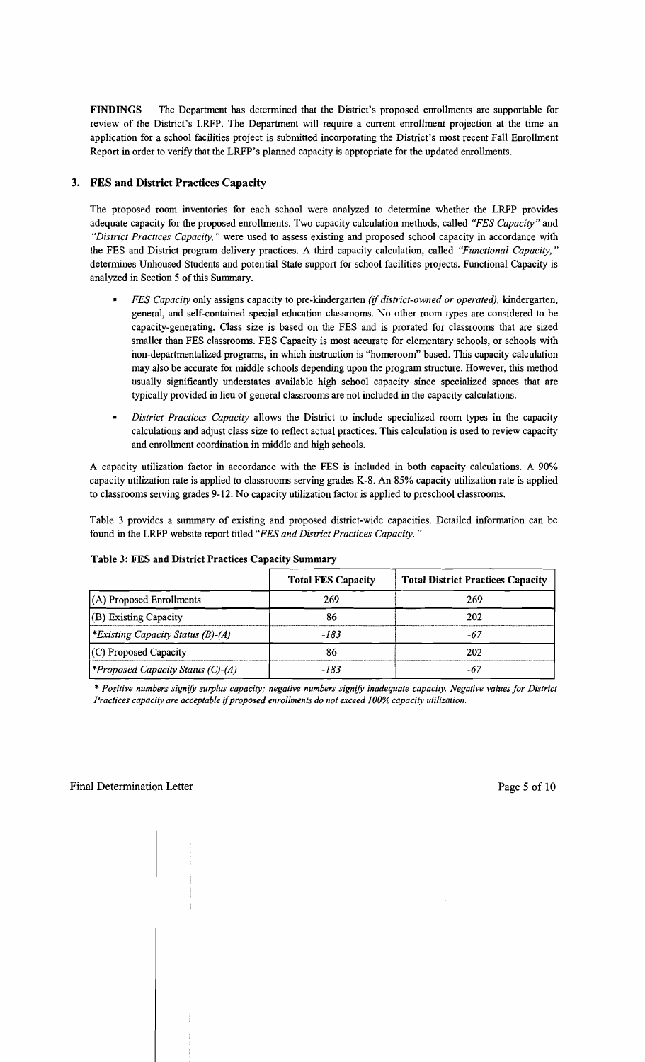**FINDINGS** The Department has determined that the District's proposed enrollments are supportable for review of the District's LRFP. The Department will require a current enrollment projection at the time an application for a school facilities project is submitted incorporating the District's most recent Fall Enrollment Report in order to verify that the LRFP's planned capacity is appropriate for the updated enrollments.

### 3. FES and District Practices Capacity

The proposed room inventories for each school were analyzed to determine whether the LRFP provides adequate capacity for the proposed enrollments. Two capacity calculation methods, called *"FES Capacity"* and *"District Practices Capacity,"* were used to assess existing and proposed school capacity in accordance with the FES and District program delivery practices. A third capacity calculation, called *"Functional Capacity,"* determines Unhoused Students and potential State support for school facilities projects. Functional Capacity is analyzed in Section 5 of this Summary.

- *FES Capacity* only assigns capacity to pre-kindergarten *(if district-owned or operated)*, kindergarten, general, and self-contained special education classrooms. No other room types are considered to be capacity-generating. Class size is based on the FES and is prorated for classrooms that are sized smaller than FES classrooms. FES Capacity is most accurate for elementary schools, or schools with non-departmentalized programs, in which instruction is "homeroom" based. This capacity calculation may also be accurate for middle schools depending upon the program structure. However, this method usually significantly understates available high school capacity since specialized spaces that are typically provided in lieu of general classrooms are not included in the capacity calculations.
- *District Practices Capacity* allows the District to include specialized room types in the capacity calculations and adjust class size to reflect actual practices. This calculation is used to review capacity and enrollment coordination in middle and high schools.

A capacity utilization factor in accordance with the FES is included in both capacity calculations. A 90% capacity utilization rate is applied to classrooms serving grades K-8. An 85% capacity utilization rate is applied to classrooms serving grades 9-12. No capacity utilization factor is applied to preschool classrooms.

Table 3 provides a summary of existing and proposed district-wide capacities. Detailed information can be found in the LRFP website report titled *"FES and District Practices Capacity."*

**Table 3: FES and District Practices Capacity Summary**

| | Total FES Capacity | Total District Practices Capacity |
|---|---|---|
| (A) Proposed Enrollments | 269 | 269 |
| (B) Existing Capacity | 86 | 202 |
| *\*Existing Capacity Status (B)-(A)* | *-183* | *-67* |
| (C) Proposed Capacity | 86 | 202 |
| *\*Proposed Capacity Status (C)-(A)* | *-183* | *-67* |

*\* Positive numbers signify surplus capacity; negative numbers signify inadequate capacity. Negative values for District Practices capacity are acceptable if proposed enrollments do not exceed 100% capacity utilization.*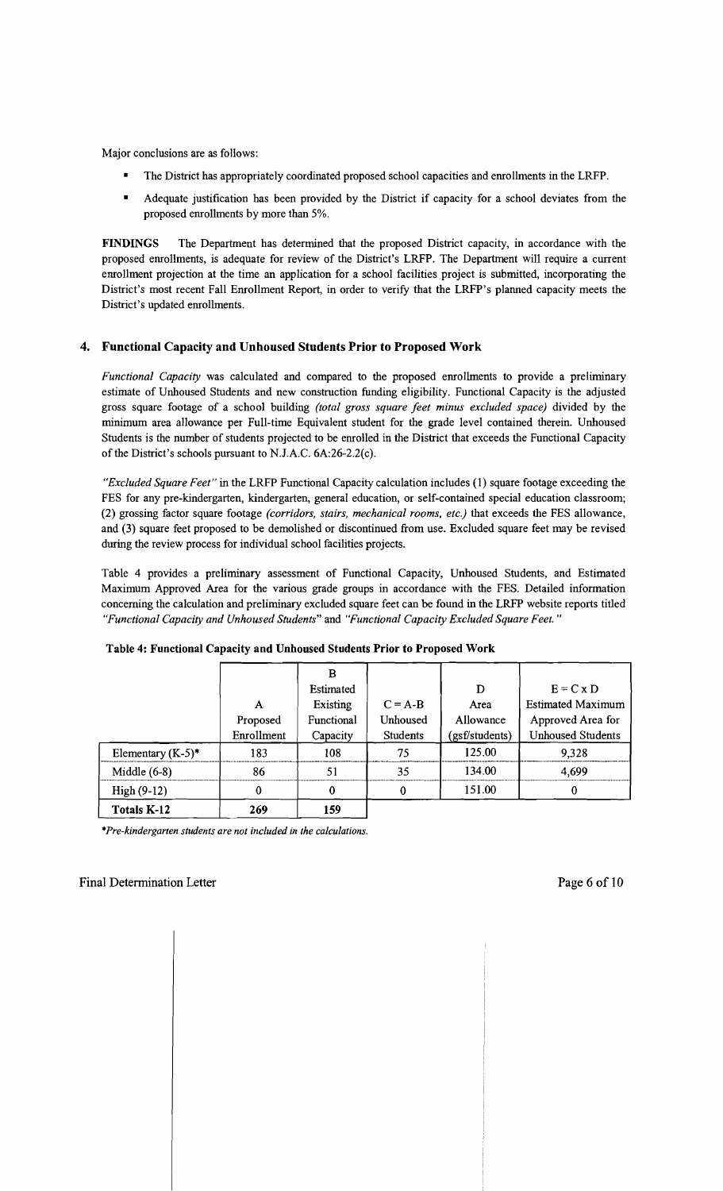Major conclusions are as follows:

- The District has appropriately coordinated proposed school capacities and enrollments in the LRFP.
- Adequate justification has been provided by the District if capacity for a school deviates from the proposed enrollments by more than 5%.

**FINDINGS** The Department has determined that the proposed District capacity, in accordance with the proposed enrollments, is adequate for review of the District's LRFP. The Department will require a current enrollment projection at the time an application for a school facilities project is submitted, incorporating the District's most recent Fall Enrollment Report, in order to verify that the LRFP's planned capacity meets the District's updated enrollments.

## 4. Functional Capacity and Unhoused Students Prior to Proposed Work

*Functional Capacity* was calculated and compared to the proposed enrollments to provide a preliminary estimate of Unhoused Students and new construction funding eligibility. Functional Capacity is the adjusted gross square footage of a school building *(total gross square feet minus excluded space)* divided by the minimum area allowance per Full-time Equivalent student for the grade level contained therein. Unhoused Students is the number of students projected to be enrolled in the District that exceeds the Functional Capacity of the District's schools pursuant to N.J.A.C. 6A:26-2.2(c).

*"Excluded Square Feet"* in the LRFP Functional Capacity calculation includes (1) square footage exceeding the FES for any pre-kindergarten, kindergarten, general education, or self-contained special education classroom; (2) grossing factor square footage *(corridors, stairs, mechanical rooms, etc.)* that exceeds the FES allowance, and (3) square feet proposed to be demolished or discontinued from use. Excluded square feet may be revised during the review process for individual school facilities projects.

Table 4 provides a preliminary assessment of Functional Capacity, Unhoused Students, and Estimated Maximum Approved Area for the various grade groups in accordance with the FES. Detailed information concerning the calculation and preliminary excluded square feet can be found in the LRFP website reports titled *"Functional Capacity and Unhoused Students"* and *"Functional Capacity Excluded Square Feet."*

**Table 4: Functional Capacity and Unhoused Students Prior to Proposed Work**

| | A Proposed Enrollment | B Estimated Existing Functional Capacity | C = A-B Unhoused Students | D Area Allowance (gsf/students) | E = C x D Estimated Maximum Approved Area for Unhoused Students |
|---|---|---|---|---|---|
| Elementary (K-5)* | 183 | 108 | 75 | 125.00 | 9,328 |
| Middle (6-8) | 86 | 51 | 35 | 134.00 | 4,699 |
| High (9-12) | 0 | 0 | 0 | 151.00 | 0 |
| **Totals K-12** | **269** | **159** | | | |

*\*Pre-kindergarten students are not included in the calculations.*

Final Determination Letter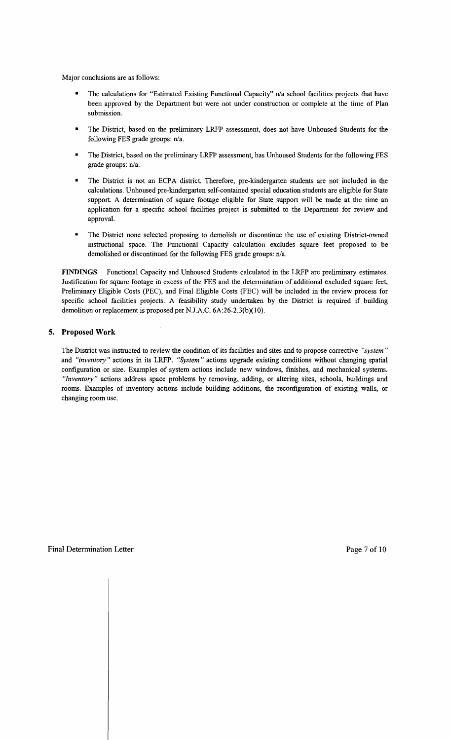Major conclusions are as follows:

- The calculations for "Estimated Existing Functional Capacity" n/a school facilities projects that have been approved by the Department but were not under construction or complete at the time of Plan submission.
- The District, based on the preliminary LRFP assessment, does not have Unhoused Students for the following FES grade groups: n/a.
- The District, based on the preliminary LRFP assessment, has Unhoused Students for the following FES grade groups: n/a.
- The District is not an ECPA district. Therefore, pre-kindergarten students are not included in the calculations. Unhoused pre-kindergarten self-contained special education students are eligible for State support. A determination of square footage eligible for State support will be made at the time an application for a specific school facilities project is submitted to the Department for review and approval.
- The District none selected proposing to demolish or discontinue the use of existing District-owned instructional space. The Functional Capacity calculation excludes square feet proposed to be demolished or discontinued for the following FES grade groups: n/a.

**FINDINGS** Functional Capacity and Unhoused Students calculated in the LRFP are preliminary estimates. Justification for square footage in excess of the FES and the determination of additional excluded square feet, Preliminary Eligible Costs (PEC), and Final Eligible Costs (FEC) will be included in the review process for specific school facilities projects. A feasibility study undertaken by the District is required if building demolition or replacement is proposed per N.J.A.C. 6A:26-2.3(b)(10).

## 5. Proposed Work

The District was instructed to review the condition of its facilities and sites and to propose corrective *"system"* and *"inventory"* actions in its LRFP. *"System"* actions upgrade existing conditions without changing spatial configuration or size. Examples of system actions include new windows, finishes, and mechanical systems. *"Inventory"* actions address space problems by removing, adding, or altering sites, schools, buildings and rooms. Examples of inventory actions include building additions, the reconfiguration of existing walls, or changing room use.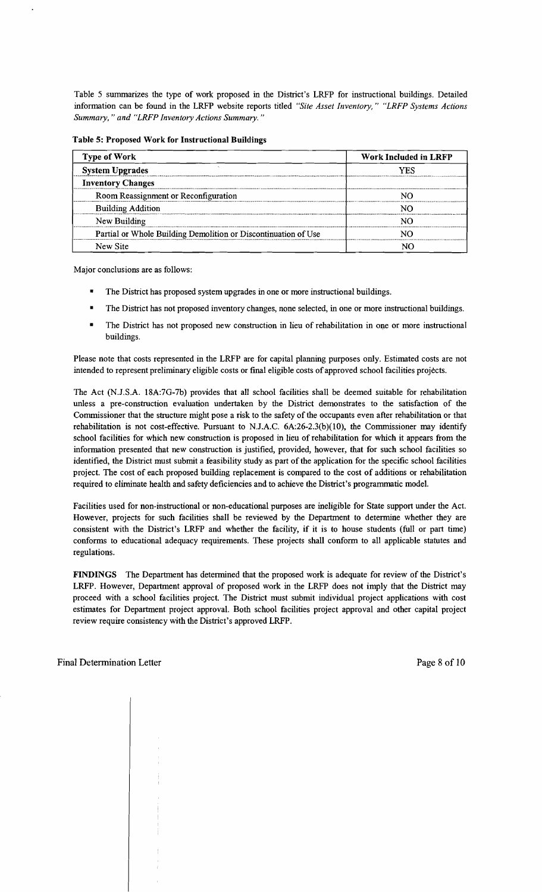Table 5 summarizes the type of work proposed in the District's LRFP for instructional buildings. Detailed information can be found in the LRFP website reports titled *"Site Asset Inventory," "LRFP Systems Actions Summary," and "LRFP Inventory Actions Summary."*

**Table 5: Proposed Work for Instructional Buildings**

| Type of Work | Work Included in LRFP |
|---|---|
| **System Upgrades** | YES |
| **Inventory Changes** | |
| Room Reassignment or Reconfiguration | NO |
| Building Addition | NO |
| New Building | NO |
| Partial or Whole Building Demolition or Discontinuation of Use | NO |
| New Site | NO |

Major conclusions are as follows:

- The District has proposed system upgrades in one or more instructional buildings.
- The District has not proposed inventory changes, none selected, in one or more instructional buildings.
- The District has not proposed new construction in lieu of rehabilitation in one or more instructional buildings.

Please note that costs represented in the LRFP are for capital planning purposes only. Estimated costs are not intended to represent preliminary eligible costs or final eligible costs of approved school facilities projects.

The Act (N.J.S.A. 18A:7G-7b) provides that all school facilities shall be deemed suitable for rehabilitation unless a pre-construction evaluation undertaken by the District demonstrates to the satisfaction of the Commissioner that the structure might pose a risk to the safety of the occupants even after rehabilitation or that rehabilitation is not cost-effective. Pursuant to N.J.A.C. 6A:26-2.3(b)(10), the Commissioner may identify school facilities for which new construction is proposed in lieu of rehabilitation for which it appears from the information presented that new construction is justified, provided, however, that for such school facilities so identified, the District must submit a feasibility study as part of the application for the specific school facilities project. The cost of each proposed building replacement is compared to the cost of additions or rehabilitation required to eliminate health and safety deficiencies and to achieve the District's programmatic model.

Facilities used for non-instructional or non-educational purposes are ineligible for State support under the Act. However, projects for such facilities shall be reviewed by the Department to determine whether they are consistent with the District's LRFP and whether the facility, if it is to house students (full or part time) conforms to educational adequacy requirements. These projects shall conform to all applicable statutes and regulations.

**FINDINGS** The Department has determined that the proposed work is adequate for review of the District's LRFP. However, Department approval of proposed work in the LRFP does not imply that the District may proceed with a school facilities project. The District must submit individual project applications with cost estimates for Department project approval. Both school facilities project approval and other capital project review require consistency with the District's approved LRFP.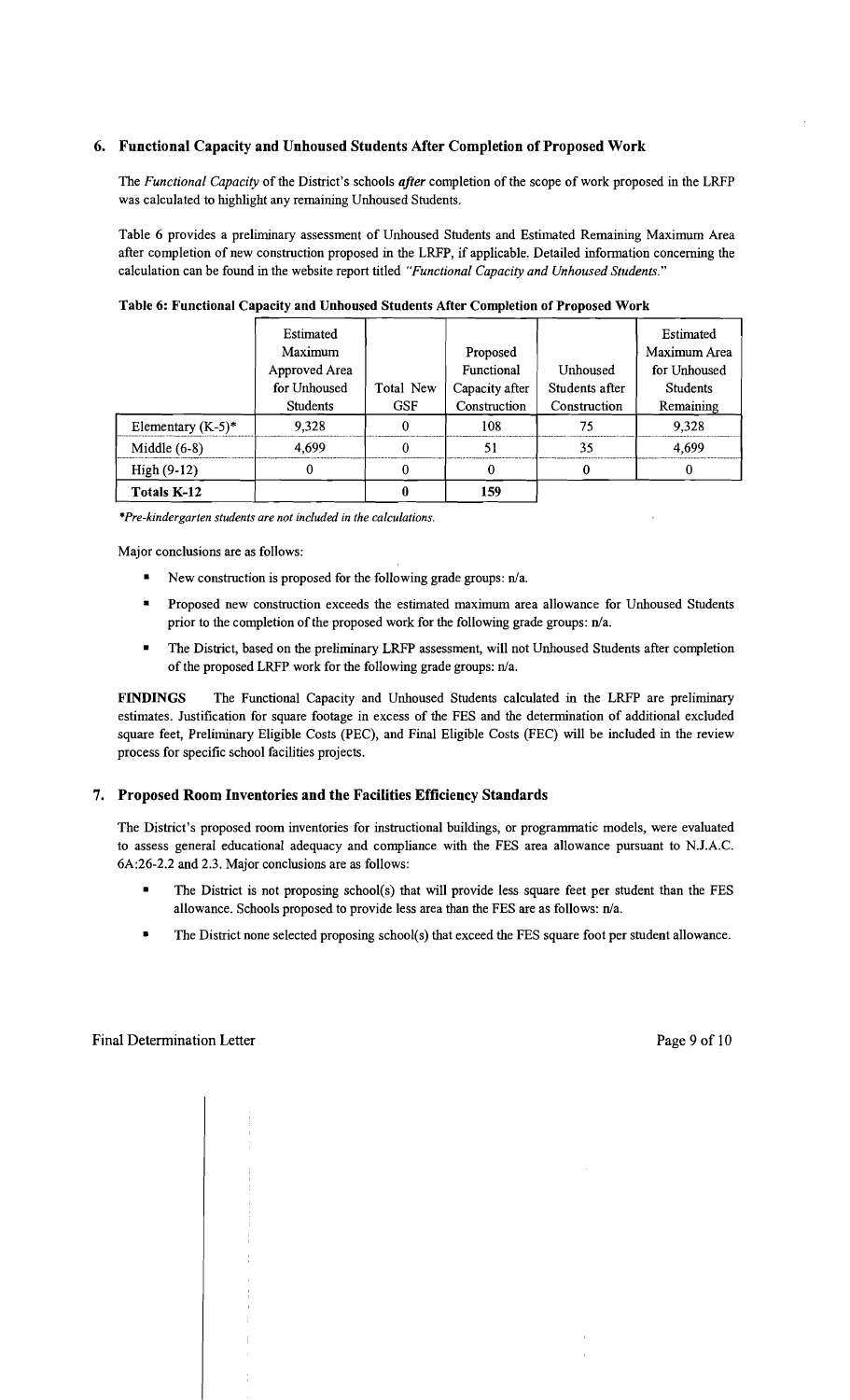### 6. Functional Capacity and Unhoused Students After Completion of Proposed Work

The *Functional Capacity* of the District's schools ***after*** completion of the scope of work proposed in the LRFP was calculated to highlight any remaining Unhoused Students.

Table 6 provides a preliminary assessment of Unhoused Students and Estimated Remaining Maximum Area after completion of new construction proposed in the LRFP, if applicable. Detailed information concerning the calculation can be found in the website report titled *"Functional Capacity and Unhoused Students."*

**Table 6: Functional Capacity and Unhoused Students After Completion of Proposed Work**

| | Estimated Maximum Approved Area for Unhoused Students | Total New GSF | Proposed Functional Capacity after Construction | Unhoused Students after Construction | Estimated Maximum Area for Unhoused Students Remaining |
|---|---|---|---|---|---|
| Elementary (K-5)* | 9,328 | 0 | 108 | 75 | 9,328 |
| Middle (6-8) | 4,699 | 0 | 51 | 35 | 4,699 |
| High (9-12) | 0 | 0 | 0 | 0 | 0 |
| **Totals K-12** | | **0** | **159** | | |

*\*Pre-kindergarten students are not included in the calculations.*

Major conclusions are as follows:

- New construction is proposed for the following grade groups: n/a.
- Proposed new construction exceeds the estimated maximum area allowance for Unhoused Students prior to the completion of the proposed work for the following grade groups: n/a.
- The District, based on the preliminary LRFP assessment, will not Unhoused Students after completion of the proposed LRFP work for the following grade groups: n/a.

**FINDINGS** The Functional Capacity and Unhoused Students calculated in the LRFP are preliminary estimates. Justification for square footage in excess of the FES and the determination of additional excluded square feet, Preliminary Eligible Costs (PEC), and Final Eligible Costs (FEC) will be included in the review process for specific school facilities projects.

### 7. Proposed Room Inventories and the Facilities Efficiency Standards

The District's proposed room inventories for instructional buildings, or programmatic models, were evaluated to assess general educational adequacy and compliance with the FES area allowance pursuant to N.J.A.C. 6A:26-2.2 and 2.3. Major conclusions are as follows:

- The District is not proposing school(s) that will provide less square feet per student than the FES allowance. Schools proposed to provide less area than the FES are as follows: n/a.
- The District none selected proposing school(s) that exceed the FES square foot per student allowance.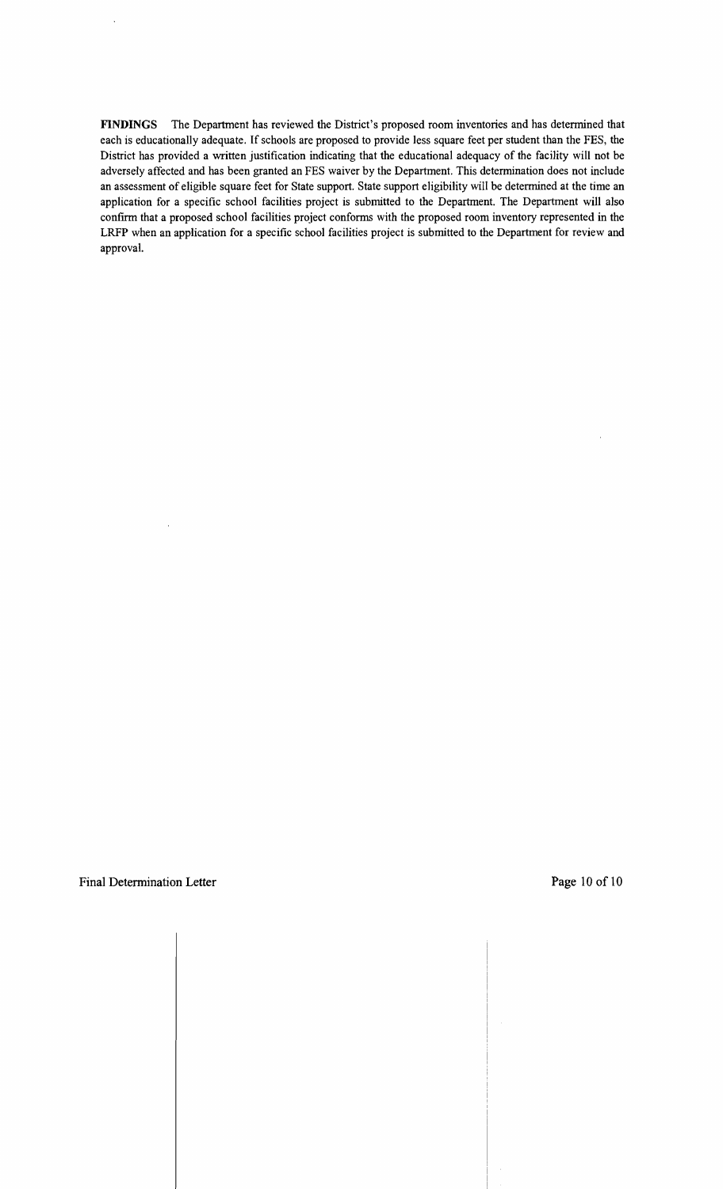**FINDINGS** The Department has reviewed the District's proposed room inventories and has determined that each is educationally adequate. If schools are proposed to provide less square feet per student than the FES, the District has provided a written justification indicating that the educational adequacy of the facility will not be adversely affected and has been granted an FES waiver by the Department. This determination does not include an assessment of eligible square feet for State support. State support eligibility will be determined at the time an application for a specific school facilities project is submitted to the Department. The Department will also confirm that a proposed school facilities project conforms with the proposed room inventory represented in the LRFP when an application for a specific school facilities project is submitted to the Department for review and approval.